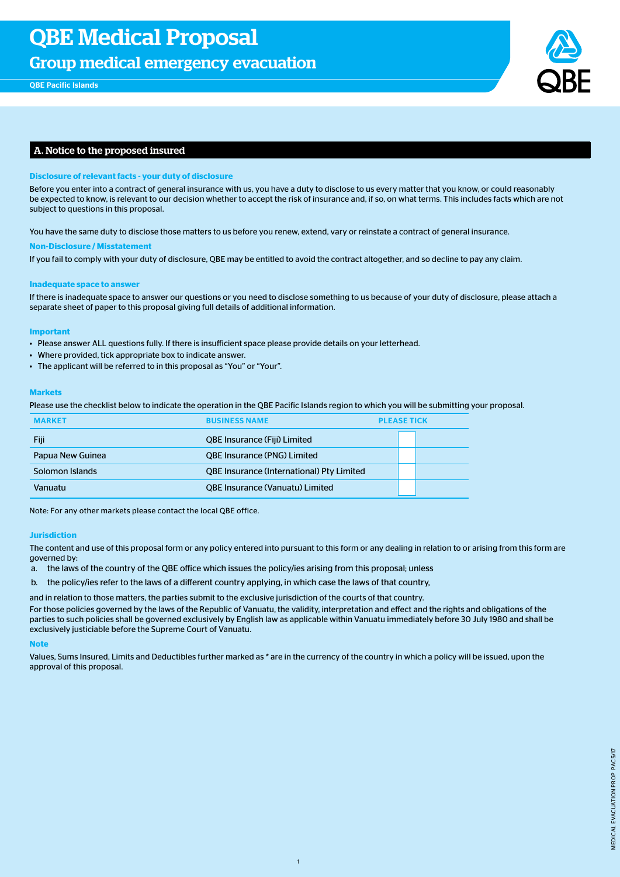# QBE Medical Proposal

## Group medical emergency evacuation

QBE Pacific Islands

## A. Notice to the proposed insured

**Disclosure of relevant facts - your duty of disclosure**

Before you enter into a contract of general insurance with us, you have a duty to disclose to us every matter that you know, or could reasonably be expected to know, is relevant to our decision whether to accept the risk of insurance and, if so, on what terms. This includes facts which are not subject to questions in this proposal.

You have the same duty to disclose those matters to us before you renew, extend, vary or reinstate a contract of general insurance.

**Non-Disclosure / Misstatement**

If you fail to comply with your duty of disclosure, QBE may be entitled to avoid the contract altogether, and so decline to pay any claim.

**Inadequate space to answer**

If there is inadequate space to answer our questions or you need to disclose something to us because of your duty of disclosure, please attach a separate sheet of paper to this proposal giving full details of additional information.

**Important**

- Please answer ALL questions fully. If there is insufficient space please provide details on your letterhead.
- Where provided, tick appropriate box to indicate answer.
- The applicant will be referred to in this proposal as "You" or "Your".

**Markets**

Please use the checklist below to indicate the operation in the QBE Pacific Islands region to which you will be submitting your proposal.

| MARKET | BUSINESS NAME | PLEASE TICK |
|---|---|---|
| Fiji | QBE Insurance (Fiji) Limited | |
| Papua New Guinea | QBE Insurance (PNG) Limited | |
| Solomon Islands | QBE Insurance (International) Pty Limited | |
| Vanuatu | QBE Insurance (Vanuatu) Limited | |

Note: For any other markets please contact the local QBE office.

**Jurisdiction**

The content and use of this proposal form or any policy entered into pursuant to this form or any dealing in relation to or arising from this form are governed by:

a. the laws of the country of the QBE office which issues the policy/ies arising from this proposal; unless
b. the policy/ies refer to the laws of a different country applying, in which case the laws of that country,

and in relation to those matters, the parties submit to the exclusive jurisdiction of the courts of that country.

For those policies governed by the laws of the Republic of Vanuatu, the validity, interpretation and effect and the rights and obligations of the parties to such policies shall be governed exclusively by English law as applicable within Vanuatu immediately before 30 July 1980 and shall be exclusively justiciable before the Supreme Court of Vanuatu.

**Note**

Values, Sums Insured, Limits and Deductibles further marked as * are in the currency of the country in which a policy will be issued, upon the approval of this proposal.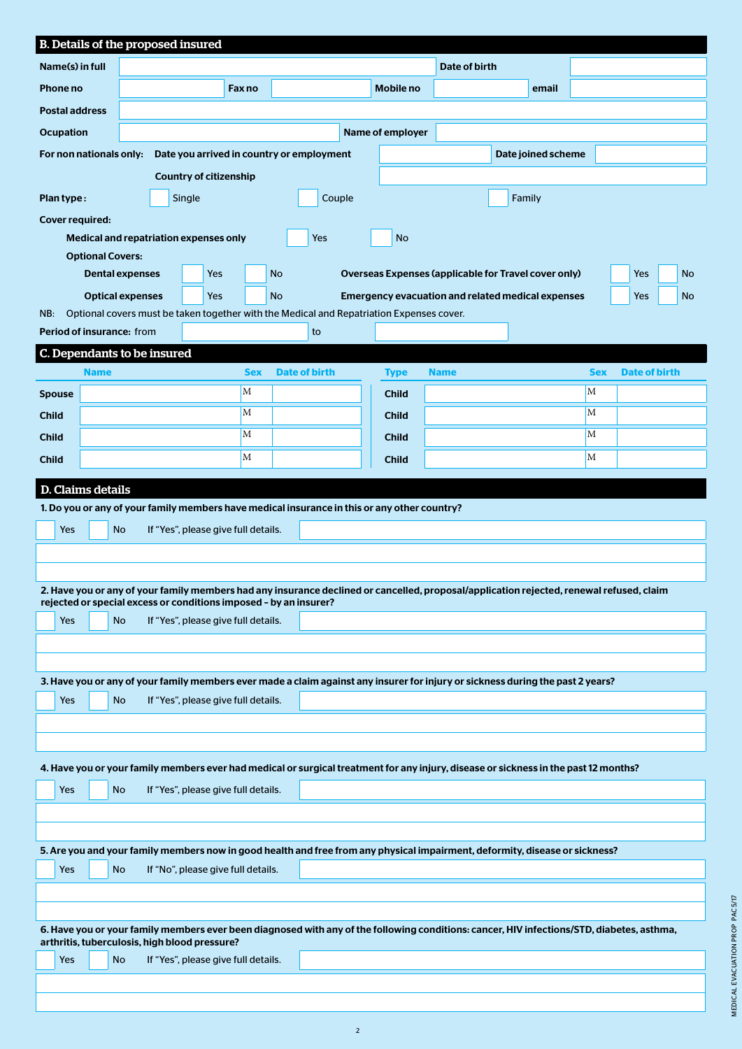## B. Details of the proposed insured

| | | | | | | | |
|---|---|---|---|---|---|---|---|
| **Name(s) in full** | | | | **Date of birth** | | | |
| **Phone no** | | **Fax no** | | **Mobile no** | | **email** | |
| **Postal address** | | | | | | | |
| **Ocupation** | | | **Name of employer** | | | | |

**For non nationals only:** **Date you arrived in country or employment** ______ **Date joined scheme** ______

**Country of citizenship** ______

**Plan type :** ☐ Single ☐ Couple ☐ Family

**Cover required:**

**Medical and repatriation expenses only** ☐ Yes ☐ No

**Optional Covers:**

**Dental expenses** ☐ Yes ☐ No **Overseas Expenses (applicable for Travel cover only)** ☐ Yes ☐ No

**Optical expenses** ☐ Yes ☐ No **Emergency evacuation and related medical expenses** ☐ Yes ☐ No

NB: Optional covers must be taken together with the Medical and Repatriation Expenses cover.

**Period of insurance:** from ______ to ______

## C. Dependants to be insured

| | Name | Sex | Date of birth | Type | Name | Sex | Date of birth |
|---|---|---|---|---|---|---|---|
| **Spouse** | | M | | **Child** | | M | |
| **Child** | | M | | **Child** | | M | |
| **Child** | | M | | **Child** | | M | |
| **Child** | | M | | **Child** | | M | |

## D. Claims details

**1. Do you or any of your family members have medical insurance in this or any other country?**

☐ Yes ☐ No If "Yes", please give full details. ______

**2. Have you or any of your family members had any insurance declined or cancelled, proposal/application rejected, renewal refused, claim rejected or special excess or conditions imposed – by an insurer?**

☐ Yes ☐ No If "Yes", please give full details. ______

**3. Have you or any of your family members ever made a claim against any insurer for injury or sickness during the past 2 years?**

☐ Yes ☐ No If "Yes", please give full details. ______

**4. Have you or your family members ever had medical or surgical treatment for any injury, disease or sickness in the past 12 months?**

☐ Yes ☐ No If "Yes", please give full details. ______

**5. Are you and your family members now in good health and free from any physical impairment, deformity, disease or sickness?**

☐ Yes ☐ No If "No", please give full details. ______

**6. Have you or your family members ever been diagnosed with any of the following conditions: cancer, HIV infections/STD, diabetes, asthma, arthritis, tuberculosis, high blood pressure?**

☐ Yes ☐ No If "Yes", please give full details. ______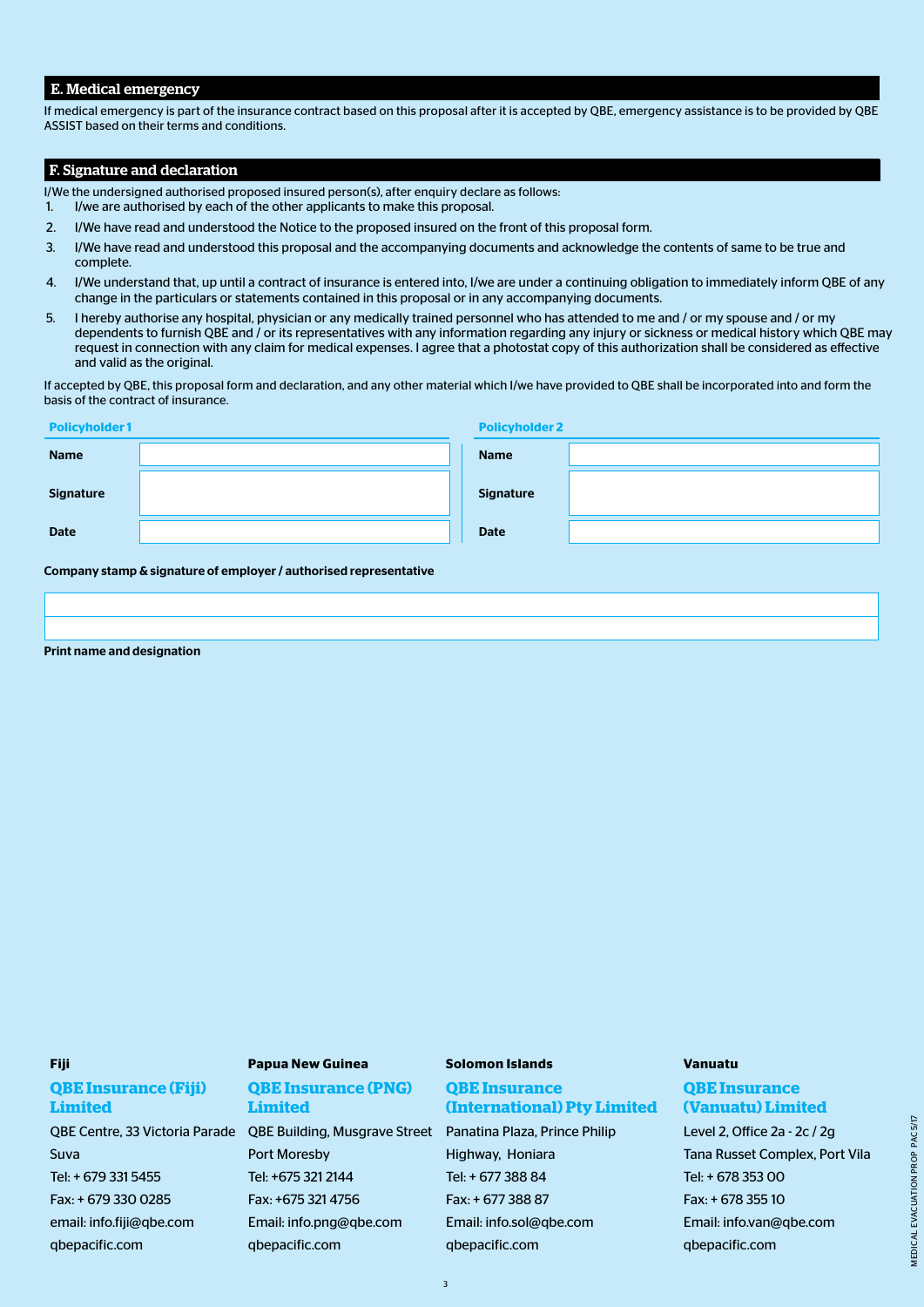## E. Medical emergency

If medical emergency is part of the insurance contract based on this proposal after it is accepted by QBE, emergency assistance is to be provided by QBE ASSIST based on their terms and conditions.

## F. Signature and declaration

I/We the undersigned authorised proposed insured person(s), after enquiry declare as follows:

1. I/we are authorised by each of the other applicants to make this proposal.
2. I/We have read and understood the Notice to the proposed insured on the front of this proposal form.
3. I/We have read and understood this proposal and the accompanying documents and acknowledge the contents of same to be true and complete.
4. I/We understand that, up until a contract of insurance is entered into, I/we are under a continuing obligation to immediately inform QBE of any change in the particulars or statements contained in this proposal or in any accompanying documents.
5. I hereby authorise any hospital, physician or any medically trained personnel who has attended to me and / or my spouse and / or my dependents to furnish QBE and / or its representatives with any information regarding any injury or sickness or medical history which QBE may request in connection with any claim for medical expenses. I agree that a photostat copy of this authorization shall be considered as effective and valid as the original.

If accepted by QBE, this proposal form and declaration, and any other material which I/we have provided to QBE shall be incorporated into and form the basis of the contract of insurance.

| Policyholder 1 | | Policyholder 2 | |
|---|---|---|---|
| **Name** | | **Name** | |
| **Signature** | | **Signature** | |
| **Date** | | **Date** | |

**Company stamp & signature of employer / authorised representative**

**Print name and designation**

**Fiji**

**QBE Insurance (Fiji) Limited**

QBE Centre, 33 Victoria Parade
Suva
Tel: + 679 331 5455
Fax: + 679 330 0285
email: info.fiji@qbe.com
qbepacific.com

**Papua New Guinea**

**QBE Insurance (PNG) Limited**

QBE Building, Musgrave Street
Port Moresby
Tel: +675 321 2144
Fax: +675 321 4756
Email: info.png@qbe.com
qbepacific.com

**Solomon Islands**

**QBE Insurance (International) Pty Limited**

Panatina Plaza, Prince Philip Highway, Honiara
Tel: + 677 388 84
Fax: + 677 388 87
Email: info.sol@qbe.com
qbepacific.com

**Vanuatu**

**QBE Insurance (Vanuatu) Limited**

Level 2, Office 2a - 2c / 2g
Tana Russet Complex, Port Vila
Tel: + 678 353 00
Fax: + 678 355 10
Email: info.van@qbe.com
qbepacific.com

MEDICAL EVACUATION PROP PAC 5/17